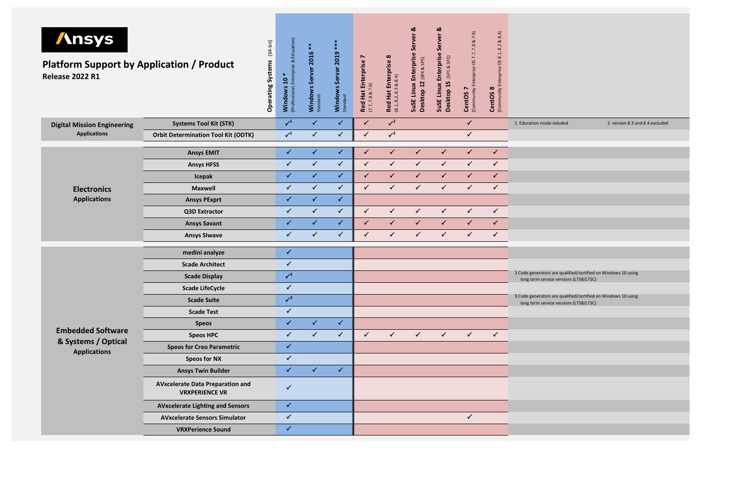**Ansys**

# Platform Support by Application / Product

**Release 2022 R1**

| Category | Application / Product | Windows 10 * (Professional, Enterprise & Education) | Windows Server 2016 ** Standard | Windows Server 2019 *** Standard | Red Hat Enterprise 7 (7.7, 7.8 & 7.9) | Red Hat Enterprise 8 (8.1, 8.2, 8.3 & 8.4) | SuSE Linux Enterprise Server & Desktop 12 (SP4 & SP5) | SuSE Linux Enterprise Server & Desktop 15 (SP1 & SP2) | CentOS 7 (Community Enterprise OS 7.7, 7.8 & 7.9) | CentOS 8 (Community Enterprise OS 8.1, 8.2 & 8.3) | Notes |
|---|---|---|---|---|---|---|---|---|---|---|---|
| **Digital Mission Engineering Applications** | **Systems Tool Kit (STK)** | ✓[1] | ✓ | ✓ | ✓ | ✓[2] | | | ✓ | | 1 Education mode exluded; 2 version 8.3 and 8.4 excluded |
| | **Orbit Determination Tool Kit (ODTK)** | ✓[1] | ✓ | ✓ | ✓ | ✓[2] | | | ✓ | | |
| **Electronics Applications** | **Ansys EMIT** | ✓ | ✓ | ✓ | ✓ | ✓ | ✓ | ✓ | ✓ | ✓ | |
| | **Ansys HFSS** | ✓ | ✓ | ✓ | ✓ | ✓ | ✓ | ✓ | ✓ | ✓ | |
| | **Icepak** | ✓ | ✓ | ✓ | ✓ | ✓ | ✓ | ✓ | ✓ | ✓ | |
| | **Maxwell** | ✓ | ✓ | ✓ | ✓ | ✓ | ✓ | ✓ | ✓ | ✓ | |
| | **Ansys PExprt** | ✓ | ✓ | ✓ | | | | | | | |
| | **Q3D Extractor** | ✓ | ✓ | ✓ | ✓ | ✓ | ✓ | ✓ | ✓ | ✓ | |
| | **Ansys Savant** | ✓ | ✓ | ✓ | ✓ | ✓ | ✓ | ✓ | ✓ | ✓ | |
| | **Ansys SIwave** | ✓ | ✓ | ✓ | ✓ | ✓ | ✓ | ✓ | ✓ | ✓ | |
| **Embedded Software & Systems / Optical Applications** | **medini analyze** | ✓ | | | | | | | | | |
| | **Scade Architect** | ✓ | | | | | | | | | |
| | **Scade Display** | ✓[3] | | | | | | | | | 3 Code generators are qualified/certified on Windows 10 using long term service versions (LTSB/LTSC) |
| | **Scade LifeCycle** | ✓ | | | | | | | | | |
| | **Scade Suite** | ✓[3] | | | | | | | | | 3 Code generators are qualified/certified on Windows 10 using long term service versions (LTSB/LTSC) |
| | **Scade Test** | ✓ | | | | | | | | | |
| | **Speos** | ✓ | ✓ | ✓ | | | | | | | |
| | **Speos HPC** | ✓ | ✓ | ✓ | ✓ | ✓ | ✓ | ✓ | ✓ | ✓ | |
| | **Speos for Creo Parametric** | ✓ | | | | | | | | | |
| | **Speos for NX** | ✓ | | | | | | | | | |
| | **Ansys Twin Builder** | ✓ | ✓ | ✓ | | | | | | | |
| | **AVxcelerate Data Preparation and VRXPERIENCE VR** | ✓ | | | | | | | | | |
| | **AVxcelerate Lighting and Sensors** | ✓ | | | | | | | | | |
| | **AVxcelerate Sensors Simulator** | ✓ | | | | | | | ✓ | | |
| | **VRXPerience Sound** | ✓ | | | | | | | | | |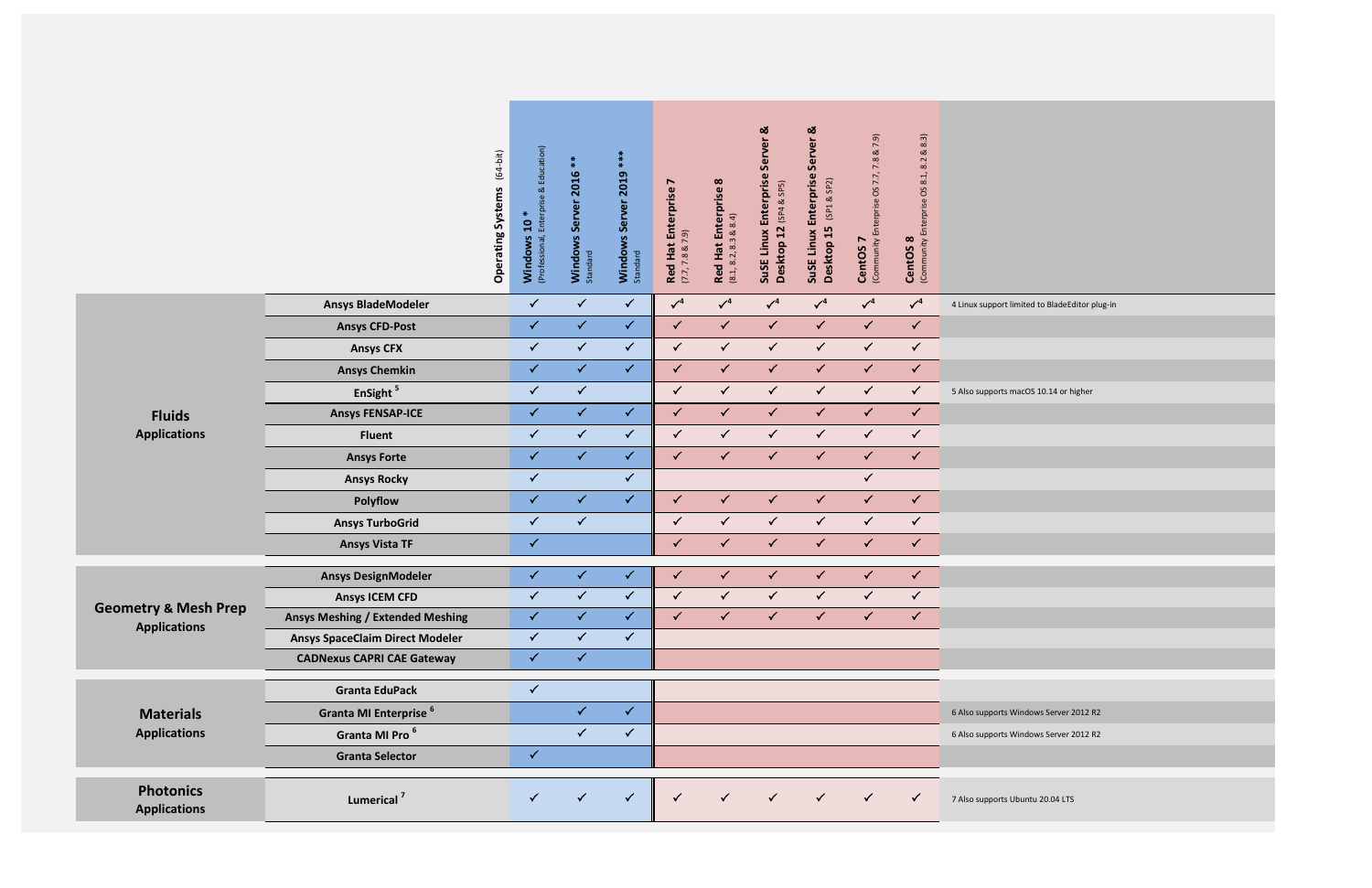| | Operating Systems (64-bit) | Windows 10 * (Professional, Enterprise & Education) | Windows Server 2016 ** Standard | Windows Server 2019 *** Standard | Red Hat Enterprise 7 (7.7, 7.8 & 7.9) | Red Hat Enterprise 8 (8.1, 8.2, 8.3 & 8.4) | SuSE Linux Enterprise Server & Desktop 12 (SP4 & SP5) | SuSE Linux Enterprise Server & Desktop 15 (SP1 & SP2) | CentOS 7 (Community Enterprise OS 7.7, 7.8 & 7.9) | CentOS 8 (Community Enterprise OS 8.1, 8.2 & 8.3) | |
|---|---|---|---|---|---|---|---|---|---|---|---|
| **Fluids Applications** | **Ansys BladeModeler** | ✓ | ✓ | ✓ | ✓[4] | ✓[4] | ✓[4] | ✓[4] | ✓[4] | ✓[4] | 4 Linux support limited to BladeEditor plug-in |
| | **Ansys CFD-Post** | ✓ | ✓ | ✓ | ✓ | ✓ | ✓ | ✓ | ✓ | ✓ | |
| | **Ansys CFX** | ✓ | ✓ | ✓ | ✓ | ✓ | ✓ | ✓ | ✓ | ✓ | |
| | **Ansys Chemkin** | ✓ | ✓ | ✓ | ✓ | ✓ | ✓ | ✓ | ✓ | ✓ | |
| | **EnSight [5]** | ✓ | ✓ | | ✓ | ✓ | ✓ | ✓ | ✓ | ✓ | 5 Also supports macOS 10.14 or higher |
| | **Ansys FENSAP-ICE** | ✓ | ✓ | ✓ | ✓ | ✓ | ✓ | ✓ | ✓ | ✓ | |
| | **Fluent** | ✓ | ✓ | ✓ | ✓ | ✓ | ✓ | ✓ | ✓ | ✓ | |
| | **Ansys Forte** | ✓ | ✓ | ✓ | ✓ | ✓ | ✓ | ✓ | ✓ | ✓ | |
| | **Ansys Rocky** | ✓ | | ✓ | | | | | ✓ | | |
| | **Polyflow** | ✓ | ✓ | ✓ | ✓ | ✓ | ✓ | ✓ | ✓ | ✓ | |
| | **Ansys TurboGrid** | ✓ | ✓ | | ✓ | ✓ | ✓ | ✓ | ✓ | ✓ | |
| | **Ansys Vista TF** | ✓ | | | ✓ | ✓ | ✓ | ✓ | ✓ | ✓ | |
| **Geometry & Mesh Prep Applications** | **Ansys DesignModeler** | ✓ | ✓ | ✓ | ✓ | ✓ | ✓ | ✓ | ✓ | ✓ | |
| | **Ansys ICEM CFD** | ✓ | ✓ | ✓ | ✓ | ✓ | ✓ | ✓ | ✓ | ✓ | |
| | **Ansys Meshing / Extended Meshing** | ✓ | ✓ | ✓ | ✓ | ✓ | ✓ | ✓ | ✓ | ✓ | |
| | **Ansys SpaceClaim Direct Modeler** | ✓ | ✓ | ✓ | | | | | | | |
| | **CADNexus CAPRI CAE Gateway** | ✓ | ✓ | | | | | | | | |
| **Materials Applications** | **Granta EduPack** | ✓ | | | | | | | | | |
| | **Granta MI Enterprise [6]** | | ✓ | ✓ | | | | | | | 6 Also supports Windows Server 2012 R2 |
| | **Granta MI Pro [6]** | | ✓ | ✓ | | | | | | | 6 Also supports Windows Server 2012 R2 |
| | **Granta Selector** | ✓ | | | | | | | | | |
| **Photonics Applications** | **Lumerical [7]** | ✓ | ✓ | ✓ | ✓ | ✓ | ✓ | ✓ | ✓ | ✓ | 7 Also supports Ubuntu 20.04 LTS |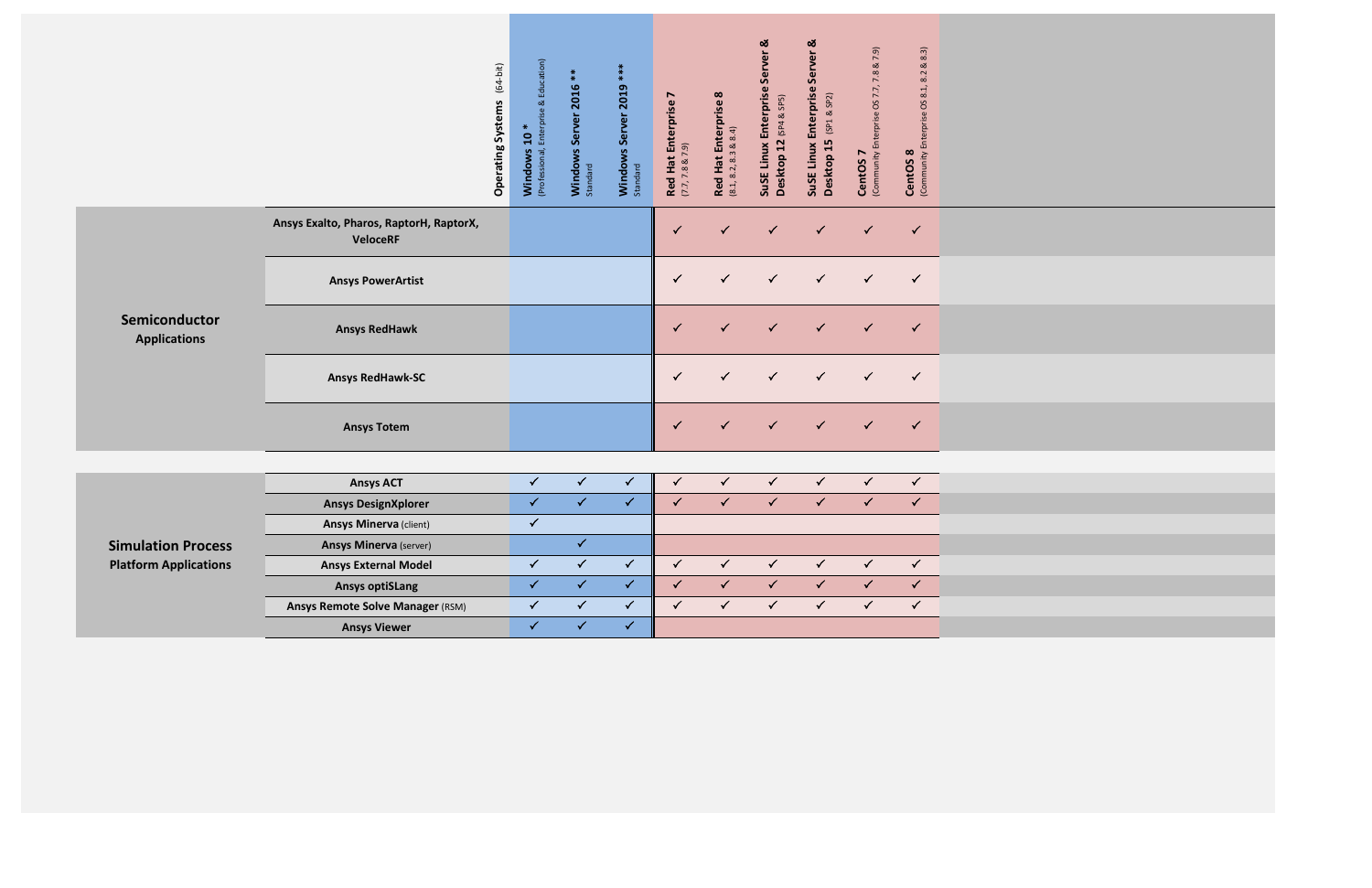| | Operating Systems (64-bit) | Windows 10 * (Professional, Enterprise & Education) | Windows Server 2016 ** Standard | Windows Server 2019 *** Standard | Red Hat Enterprise 7 (7.7, 7.8 & 7.9) | Red Hat Enterprise 8 (8.1, 8.2, 8.3 & 8.4) | SuSE Linux Enterprise Server & Desktop 12 (SP4 & SP5) | SuSE Linux Enterprise Server & Desktop 15 (SP1 & SP2) | CentOS 7 (Community Enterprise OS 7.7, 7.8 & 7.9) | CentOS 8 (Community Enterprise OS 8.1, 8.2 & 8.3) |
|---|---|---|---|---|---|---|---|---|---|---|
| **Semiconductor Applications** | **Ansys Exalto, Pharos, RaptorH, RaptorX, VeloceRF** | | | | ✓ | ✓ | ✓ | ✓ | ✓ | ✓ |
| | **Ansys PowerArtist** | | | | ✓ | ✓ | ✓ | ✓ | ✓ | ✓ |
| | **Ansys RedHawk** | | | | ✓ | ✓ | ✓ | ✓ | ✓ | ✓ |
| | **Ansys RedHawk-SC** | | | | ✓ | ✓ | ✓ | ✓ | ✓ | ✓ |
| | **Ansys Totem** | | | | ✓ | ✓ | ✓ | ✓ | ✓ | ✓ |
| **Simulation Process Platform Applications** | **Ansys ACT** | ✓ | ✓ | ✓ | ✓ | ✓ | ✓ | ✓ | ✓ | ✓ |
| | **Ansys DesignXplorer** | ✓ | ✓ | ✓ | ✓ | ✓ | ✓ | ✓ | ✓ | ✓ |
| | **Ansys Minerva** (client) | ✓ | | | | | | | | |
| | **Ansys Minerva** (server) | | ✓ | | | | | | | |
| | **Ansys External Model** | ✓ | ✓ | ✓ | ✓ | ✓ | ✓ | ✓ | ✓ | ✓ |
| | **Ansys optiSLang** | ✓ | ✓ | ✓ | ✓ | ✓ | ✓ | ✓ | ✓ | ✓ |
| | **Ansys Remote Solve Manager** (RSM) | ✓ | ✓ | ✓ | ✓ | ✓ | ✓ | ✓ | ✓ | ✓ |
| | **Ansys Viewer** | ✓ | ✓ | ✓ | | | | | | |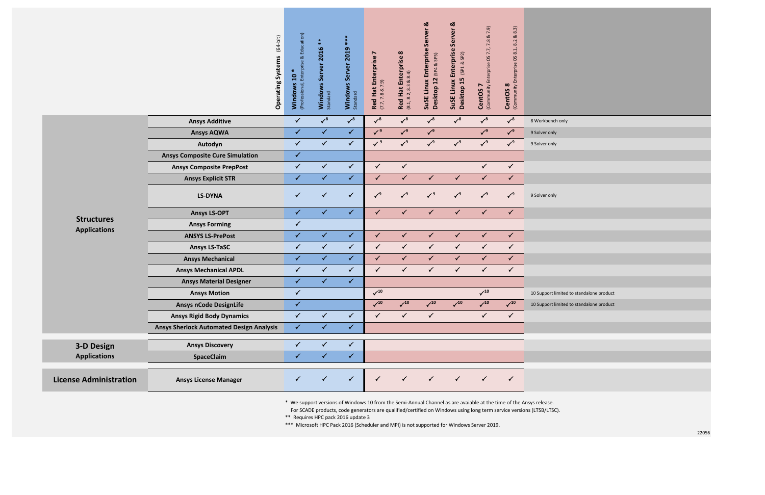| | Operating Systems (64-bit) | Windows 10 * (Professional, Enterprise & Education) | Windows Server 2016 ** Standard | Windows Server 2019 *** Standard | Red Hat Enterprise 7 (7.7, 7.8 & 7.9) | Red Hat Enterprise 8 (8.1, 8.2, 8.3 & 8.4) | SuSE Linux Enterprise Server & Desktop 12 (SP4 & SP5) | SuSE Linux Enterprise Server & Desktop 15 (SP1 & SP2) | CentOS 7 (Community Enterprise OS 7.7, 7.8 & 7.9) | CentOS 8 (Community Enterprise OS 8.1, 8.2 & 8.3) | |
|---|---|---|---|---|---|---|---|---|---|---|---|
| Structures Applications | Ansys Additive | ✓ | ✓[8] | ✓[8] | ✓[8] | ✓[8] | ✓[8] | ✓[8] | ✓[8] | ✓[8] | 8 Workbench only |
| | Ansys AQWA | ✓ | ✓ | ✓ | ✓[9] | ✓[9] | ✓[9] | | ✓[9] | ✓[9] | 9 Solver only |
| | Autodyn | ✓ | ✓ | ✓ | ✓[9] | ✓[9] | ✓[9] | ✓[9] | ✓[9] | ✓[9] | 9 Solver only |
| | Ansys Composite Cure Simulation | ✓ | | | | | | | | | |
| | Ansys Composite PrepPost | ✓ | ✓ | ✓ | ✓ | ✓ | | | ✓ | ✓ | |
| | Ansys Explicit STR | ✓ | ✓ | ✓ | ✓ | ✓ | ✓ | ✓ | ✓ | ✓ | |
| | LS-DYNA | ✓ | ✓ | ✓ | ✓[9] | ✓[9] | ✓[9] | ✓[9] | ✓[9] | ✓[9] | 9 Solver only |
| | Ansys LS-OPT | ✓ | ✓ | ✓ | ✓ | ✓ | ✓ | ✓ | ✓ | ✓ | |
| | Ansys Forming | ✓ | | | | | | | | | |
| | ANSYS LS-PrePost | ✓ | ✓ | ✓ | ✓ | ✓ | ✓ | ✓ | ✓ | ✓ | |
| | Ansys LS-TaSC | ✓ | ✓ | ✓ | ✓ | ✓ | ✓ | ✓ | ✓ | ✓ | |
| | Ansys Mechanical | ✓ | ✓ | ✓ | ✓ | ✓ | ✓ | ✓ | ✓ | ✓ | |
| | Ansys Mechanical APDL | ✓ | ✓ | ✓ | ✓ | ✓ | ✓ | ✓ | ✓ | ✓ | |
| | Ansys Material Designer | ✓ | ✓ | ✓ | | | | | | | |
| | Ansys Motion | ✓ | | | ✓[10] | | | | ✓[10] | | 10 Support limited to standalone product |
| | Ansys nCode DesignLife | ✓ | | | ✓[10] | ✓[10] | ✓[10] | ✓[10] | ✓[10] | ✓[10] | 10 Support limited to standalone product |
| | Ansys Rigid Body Dynamics | ✓ | ✓ | ✓ | ✓ | ✓ | ✓ | | ✓ | ✓ | |
| | Ansys Sherlock Automated Design Analysis | ✓ | ✓ | ✓ | | | | | | | |
| 3-D Design Applications | Ansys Discovery | ✓ | ✓ | ✓ | | | | | | | |
| | SpaceClaim | ✓ | ✓ | ✓ | | | | | | | |
| License Administration | Ansys License Manager | ✓ | ✓ | ✓ | ✓ | ✓ | ✓ | ✓ | ✓ | ✓ | |

\* We support versions of Windows 10 from the Semi-Annual Channel as are avaiable at the time of the Ansys release.
For SCADE products, code generators are qualified/certified on Windows using long term service versions (LTSB/LTSC).

** Requires HPC pack 2016 update 3

*** Microsoft HPC Pack 2016 (Scheduler and MPI) is not supported for Windows Server 2019.

22056